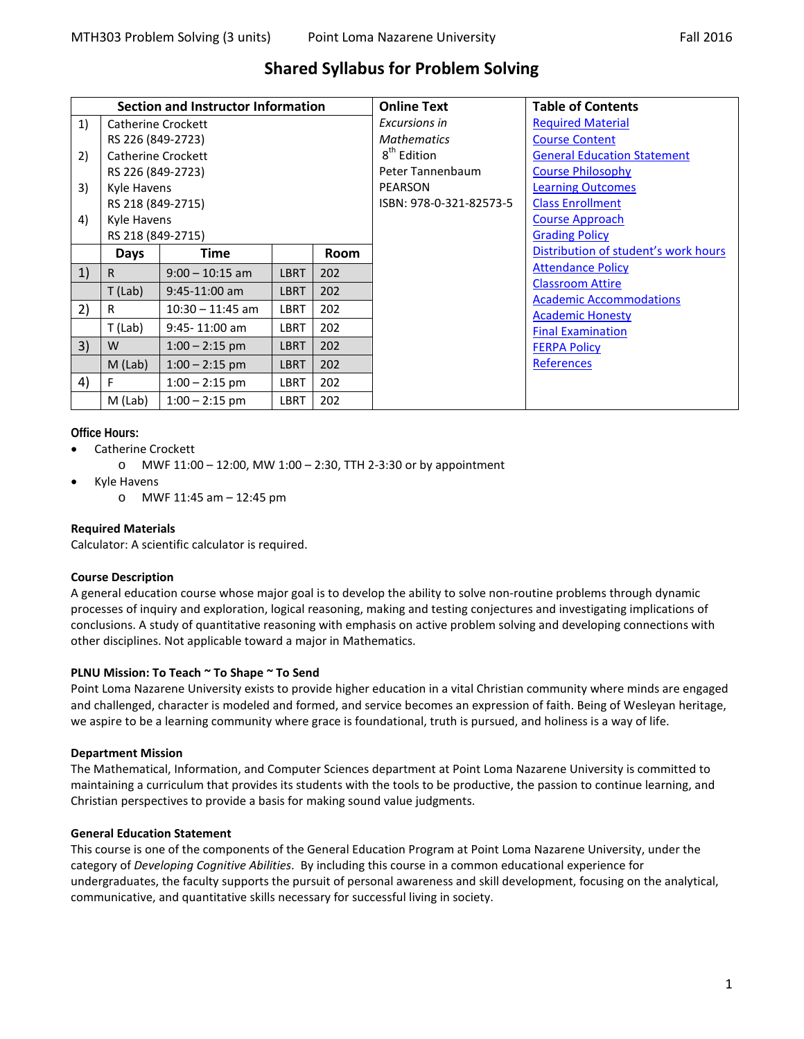MTH303 Problem Solving (3 units)    Point Loma Nazarene University    Fall 2016

# Shared Syllabus for Problem Solving

| Section and Instructor Information | | | | | Online Text | Table of Contents |
|---|---|---|---|---|---|---|
| 1) | Catherine Crockett<br>RS 226 (849-2723) | | | | *Excursions in Mathematics* 8th Edition<br>Peter Tannenbaum<br>PEARSON<br>ISBN: 978-0-321-82573-5 | Required Material<br>Course Content<br>General Education Statement<br>Course Philosophy<br>Learning Outcomes<br>Class Enrollment<br>Course Approach<br>Grading Policy<br>Distribution of student's work hours<br>Attendance Policy<br>Classroom Attire<br>Academic Accommodations<br>Academic Honesty<br>Final Examination<br>FERPA Policy<br>References |
| 2) | Catherine Crockett<br>RS 226 (849-2723) | | | | | |
| 3) | Kyle Havens<br>RS 218 (849-2715) | | | | | |
| 4) | Kyle Havens<br>RS 218 (849-2715) | | | | | |
| | **Days** | **Time** | | **Room** | | |
| 1) | R | 9:00 – 10:15 am | LBRT | 202 | | |
| | T (Lab) | 9:45-11:00 am | LBRT | 202 | | |
| 2) | R | 10:30 – 11:45 am | LBRT | 202 | | |
| | T (Lab) | 9:45- 11:00 am | LBRT | 202 | | |
| 3) | W | 1:00 – 2:15 pm | LBRT | 202 | | |
| | M (Lab) | 1:00 – 2:15 pm | LBRT | 202 | | |
| 4) | F | 1:00 – 2:15 pm | LBRT | 202 | | |
| | M (Lab) | 1:00 – 2:15 pm | LBRT | 202 | | |

**Office Hours:**

- Catherine Crockett
  - MWF 11:00 – 12:00, MW 1:00 – 2:30, TTH 2-3:30 or by appointment
- Kyle Havens
  - MWF 11:45 am – 12:45 pm

**Required Materials**

Calculator: A scientific calculator is required.

**Course Description**

A general education course whose major goal is to develop the ability to solve non-routine problems through dynamic processes of inquiry and exploration, logical reasoning, making and testing conjectures and investigating implications of conclusions. A study of quantitative reasoning with emphasis on active problem solving and developing connections with other disciplines. Not applicable toward a major in Mathematics.

**PLNU Mission: To Teach ~ To Shape ~ To Send**

Point Loma Nazarene University exists to provide higher education in a vital Christian community where minds are engaged and challenged, character is modeled and formed, and service becomes an expression of faith. Being of Wesleyan heritage, we aspire to be a learning community where grace is foundational, truth is pursued, and holiness is a way of life.

**Department Mission**

The Mathematical, Information, and Computer Sciences department at Point Loma Nazarene University is committed to maintaining a curriculum that provides its students with the tools to be productive, the passion to continue learning, and Christian perspectives to provide a basis for making sound value judgments.

**General Education Statement**

This course is one of the components of the General Education Program at Point Loma Nazarene University, under the category of *Developing Cognitive Abilities*. By including this course in a common educational experience for undergraduates, the faculty supports the pursuit of personal awareness and skill development, focusing on the analytical, communicative, and quantitative skills necessary for successful living in society.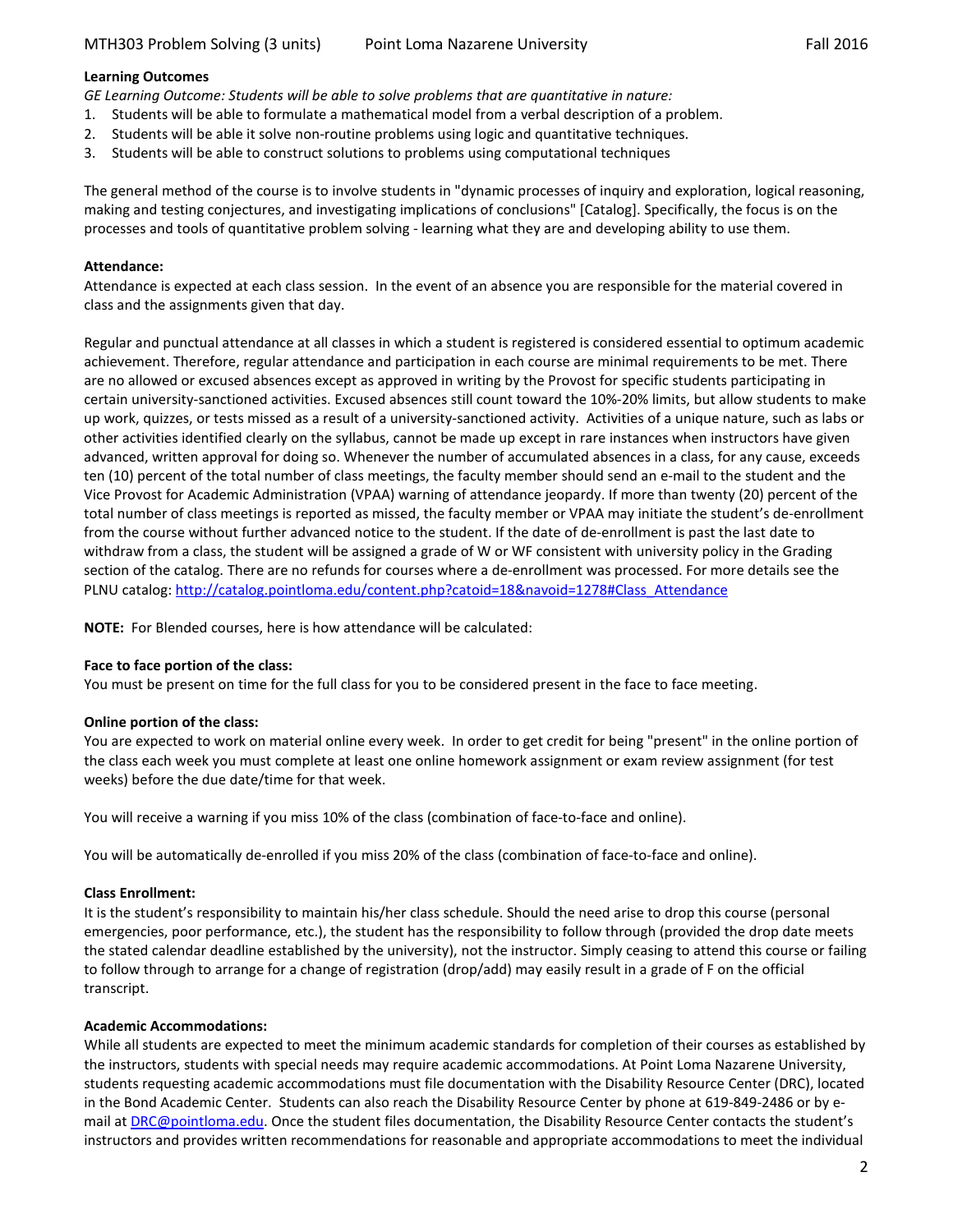**Learning Outcomes**

*GE Learning Outcome: Students will be able to solve problems that are quantitative in nature:*

1. Students will be able to formulate a mathematical model from a verbal description of a problem.
2. Students will be able it solve non-routine problems using logic and quantitative techniques.
3. Students will be able to construct solutions to problems using computational techniques

The general method of the course is to involve students in "dynamic processes of inquiry and exploration, logical reasoning, making and testing conjectures, and investigating implications of conclusions" [Catalog]. Specifically, the focus is on the processes and tools of quantitative problem solving - learning what they are and developing ability to use them.

**Attendance:**

Attendance is expected at each class session. In the event of an absence you are responsible for the material covered in class and the assignments given that day.

Regular and punctual attendance at all classes in which a student is registered is considered essential to optimum academic achievement. Therefore, regular attendance and participation in each course are minimal requirements to be met. There are no allowed or excused absences except as approved in writing by the Provost for specific students participating in certain university-sanctioned activities. Excused absences still count toward the 10%-20% limits, but allow students to make up work, quizzes, or tests missed as a result of a university-sanctioned activity. Activities of a unique nature, such as labs or other activities identified clearly on the syllabus, cannot be made up except in rare instances when instructors have given advanced, written approval for doing so. Whenever the number of accumulated absences in a class, for any cause, exceeds ten (10) percent of the total number of class meetings, the faculty member should send an e-mail to the student and the Vice Provost for Academic Administration (VPAA) warning of attendance jeopardy. If more than twenty (20) percent of the total number of class meetings is reported as missed, the faculty member or VPAA may initiate the student's de-enrollment from the course without further advanced notice to the student. If the date of de-enrollment is past the last date to withdraw from a class, the student will be assigned a grade of W or WF consistent with university policy in the Grading section of the catalog. There are no refunds for courses where a de-enrollment was processed. For more details see the PLNU catalog: http://catalog.pointloma.edu/content.php?catoid=18&navoid=1278#Class_Attendance

**NOTE:** For Blended courses, here is how attendance will be calculated:

**Face to face portion of the class:**

You must be present on time for the full class for you to be considered present in the face to face meeting.

**Online portion of the class:**

You are expected to work on material online every week. In order to get credit for being "present" in the online portion of the class each week you must complete at least one online homework assignment or exam review assignment (for test weeks) before the due date/time for that week.

You will receive a warning if you miss 10% of the class (combination of face-to-face and online).

You will be automatically de-enrolled if you miss 20% of the class (combination of face-to-face and online).

**Class Enrollment:**

It is the student's responsibility to maintain his/her class schedule. Should the need arise to drop this course (personal emergencies, poor performance, etc.), the student has the responsibility to follow through (provided the drop date meets the stated calendar deadline established by the university), not the instructor. Simply ceasing to attend this course or failing to follow through to arrange for a change of registration (drop/add) may easily result in a grade of F on the official transcript.

**Academic Accommodations:**

While all students are expected to meet the minimum academic standards for completion of their courses as established by the instructors, students with special needs may require academic accommodations. At Point Loma Nazarene University, students requesting academic accommodations must file documentation with the Disability Resource Center (DRC), located in the Bond Academic Center. Students can also reach the Disability Resource Center by phone at 619-849-2486 or by e-mail at DRC@pointloma.edu. Once the student files documentation, the Disability Resource Center contacts the student's instructors and provides written recommendations for reasonable and appropriate accommodations to meet the individual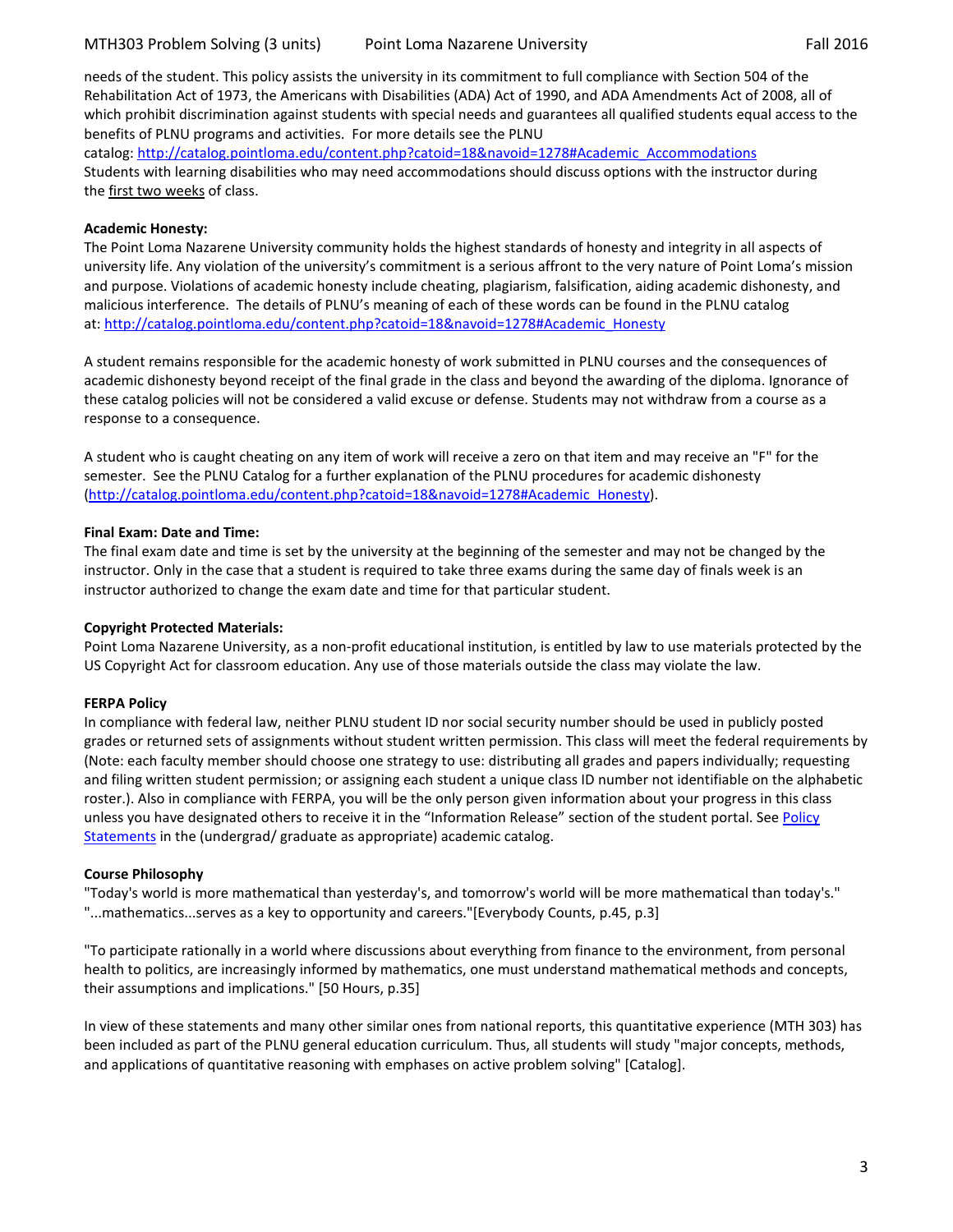needs of the student. This policy assists the university in its commitment to full compliance with Section 504 of the Rehabilitation Act of 1973, the Americans with Disabilities (ADA) Act of 1990, and ADA Amendments Act of 2008, all of which prohibit discrimination against students with special needs and guarantees all qualified students equal access to the benefits of PLNU programs and activities. For more details see the PLNU catalog: [http://catalog.pointloma.edu/content.php?catoid=18&navoid=1278#Academic_Accommodations](http://catalog.pointloma.edu/content.php?catoid=18&navoid=1278#Academic_Accommodations)
Students with learning disabilities who may need accommodations should discuss options with the instructor during the first two weeks of class.

**Academic Honesty:**
The Point Loma Nazarene University community holds the highest standards of honesty and integrity in all aspects of university life. Any violation of the university's commitment is a serious affront to the very nature of Point Loma's mission and purpose. Violations of academic honesty include cheating, plagiarism, falsification, aiding academic dishonesty, and malicious interference. The details of PLNU's meaning of each of these words can be found in the PLNU catalog at: [http://catalog.pointloma.edu/content.php?catoid=18&navoid=1278#Academic_Honesty](http://catalog.pointloma.edu/content.php?catoid=18&navoid=1278#Academic_Honesty)

A student remains responsible for the academic honesty of work submitted in PLNU courses and the consequences of academic dishonesty beyond receipt of the final grade in the class and beyond the awarding of the diploma. Ignorance of these catalog policies will not be considered a valid excuse or defense. Students may not withdraw from a course as a response to a consequence.

A student who is caught cheating on any item of work will receive a zero on that item and may receive an "F" for the semester. See the PLNU Catalog for a further explanation of the PLNU procedures for academic dishonesty ([http://catalog.pointloma.edu/content.php?catoid=18&navoid=1278#Academic_Honesty](http://catalog.pointloma.edu/content.php?catoid=18&navoid=1278#Academic_Honesty)).

**Final Exam: Date and Time:**
The final exam date and time is set by the university at the beginning of the semester and may not be changed by the instructor. Only in the case that a student is required to take three exams during the same day of finals week is an instructor authorized to change the exam date and time for that particular student.

**Copyright Protected Materials:**
Point Loma Nazarene University, as a non-profit educational institution, is entitled by law to use materials protected by the US Copyright Act for classroom education. Any use of those materials outside the class may violate the law.

**FERPA Policy**
In compliance with federal law, neither PLNU student ID nor social security number should be used in publicly posted grades or returned sets of assignments without student written permission. This class will meet the federal requirements by (Note: each faculty member should choose one strategy to use: distributing all grades and papers individually; requesting and filing written student permission; or assigning each student a unique class ID number not identifiable on the alphabetic roster.). Also in compliance with FERPA, you will be the only person given information about your progress in this class unless you have designated others to receive it in the "Information Release" section of the student portal. See Policy Statements in the (undergrad/ graduate as appropriate) academic catalog.

**Course Philosophy**
"Today's world is more mathematical than yesterday's, and tomorrow's world will be more mathematical than today's." "...mathematics...serves as a key to opportunity and careers."[Everybody Counts, p.45, p.3]

"To participate rationally in a world where discussions about everything from finance to the environment, from personal health to politics, are increasingly informed by mathematics, one must understand mathematical methods and concepts, their assumptions and implications." [50 Hours, p.35]

In view of these statements and many other similar ones from national reports, this quantitative experience (MTH 303) has been included as part of the PLNU general education curriculum. Thus, all students will study "major concepts, methods, and applications of quantitative reasoning with emphases on active problem solving" [Catalog].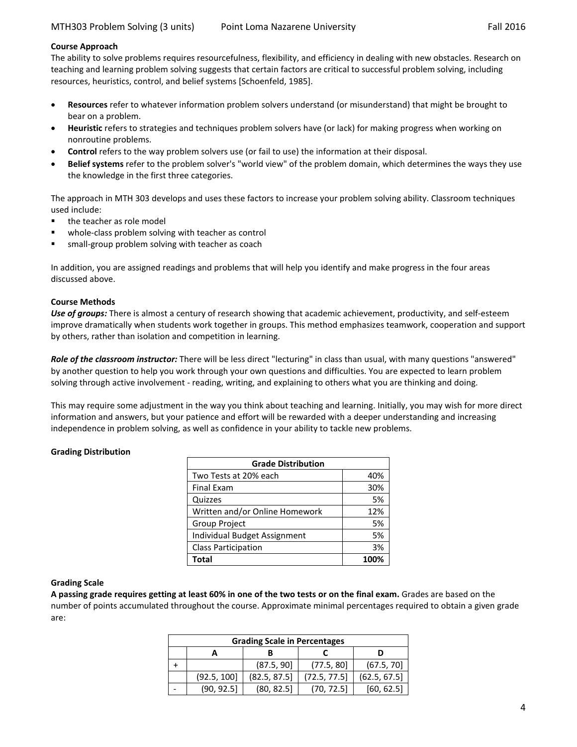### Course Approach

The ability to solve problems requires resourcefulness, flexibility, and efficiency in dealing with new obstacles. Research on teaching and learning problem solving suggests that certain factors are critical to successful problem solving, including resources, heuristics, control, and belief systems [Schoenfeld, 1985].

- **Resources** refer to whatever information problem solvers understand (or misunderstand) that might be brought to bear on a problem.
- **Heuristic** refers to strategies and techniques problem solvers have (or lack) for making progress when working on nonroutine problems.
- **Control** refers to the way problem solvers use (or fail to use) the information at their disposal.
- **Belief systems** refer to the problem solver's "world view" of the problem domain, which determines the ways they use the knowledge in the first three categories.

The approach in MTH 303 develops and uses these factors to increase your problem solving ability. Classroom techniques used include:

- the teacher as role model
- whole-class problem solving with teacher as control
- small-group problem solving with teacher as coach

In addition, you are assigned readings and problems that will help you identify and make progress in the four areas discussed above.

### Course Methods

***Use of groups:*** There is almost a century of research showing that academic achievement, productivity, and self-esteem improve dramatically when students work together in groups. This method emphasizes teamwork, cooperation and support by others, rather than isolation and competition in learning.

***Role of the classroom instructor:*** There will be less direct "lecturing" in class than usual, with many questions "answered" by another question to help you work through your own questions and difficulties. You are expected to learn problem solving through active involvement - reading, writing, and explaining to others what you are thinking and doing.

This may require some adjustment in the way you think about teaching and learning. Initially, you may wish for more direct information and answers, but your patience and effort will be rewarded with a deeper understanding and increasing independence in problem solving, as well as confidence in your ability to tackle new problems.

### Grading Distribution

| Grade Distribution | |
|---|---|
| Two Tests at 20% each | 40% |
| Final Exam | 30% |
| Quizzes | 5% |
| Written and/or Online Homework | 12% |
| Group Project | 5% |
| Individual Budget Assignment | 5% |
| Class Participation | 3% |
| **Total** | **100%** |

### Grading Scale

**A passing grade requires getting at least 60% in one of the two tests or on the final exam.** Grades are based on the number of points accumulated throughout the course. Approximate minimal percentages required to obtain a given grade are:

| Grading Scale in Percentages | | | | |
|---|---|---|---|---|
| | A | B | C | D |
| + | | (87.5, 90] | (77.5, 80] | (67.5, 70] |
| | (92.5, 100] | (82.5, 87.5] | (72.5, 77.5] | (62.5, 67.5] |
| - | (90, 92.5] | (80, 82.5] | (70, 72.5] | [60, 62.5] |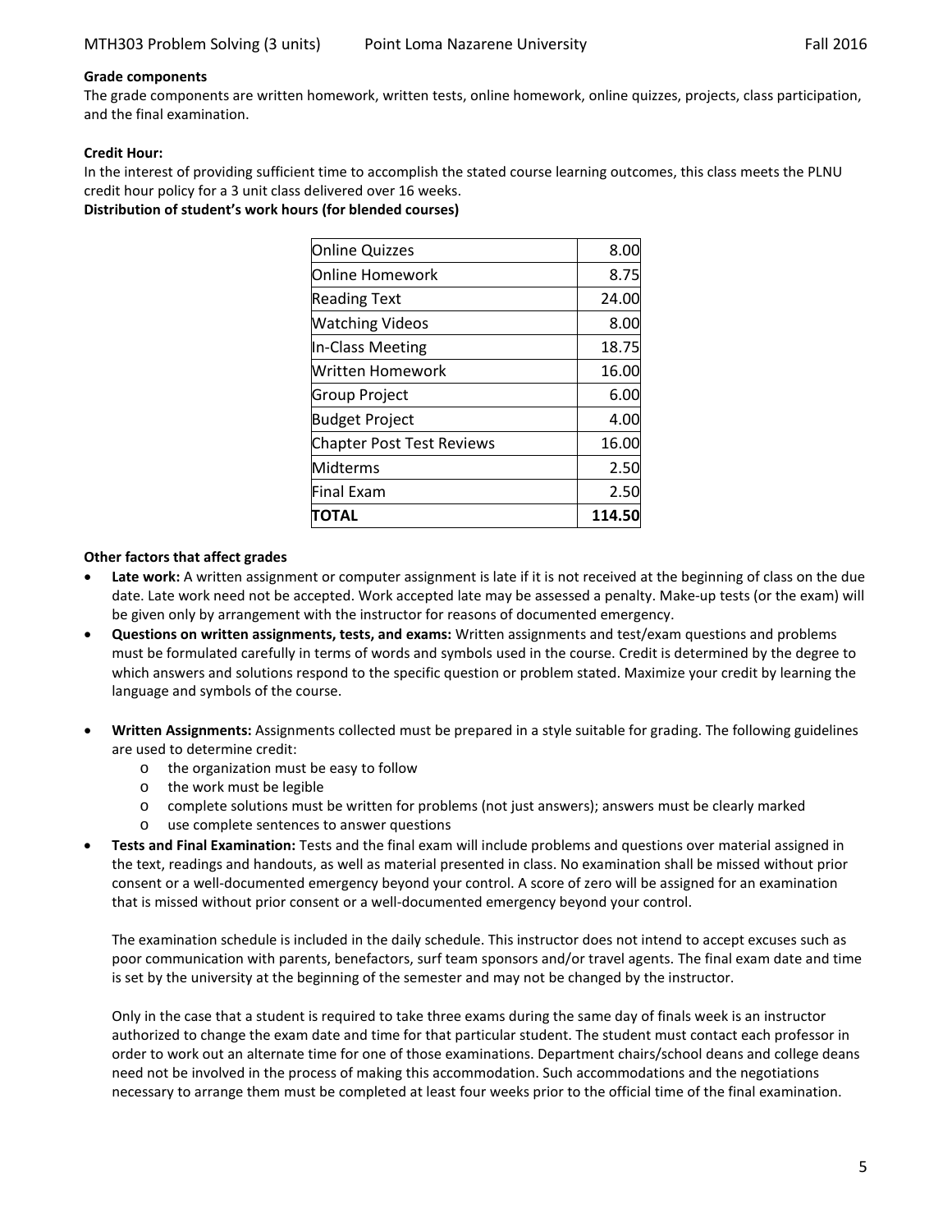**Grade components**

The grade components are written homework, written tests, online homework, online quizzes, projects, class participation, and the final examination.

**Credit Hour:**

In the interest of providing sufficient time to accomplish the stated course learning outcomes, this class meets the PLNU credit hour policy for a 3 unit class delivered over 16 weeks.

**Distribution of student's work hours (for blended courses)**

| | |
|---|---|
| Online Quizzes | 8.00 |
| Online Homework | 8.75 |
| Reading Text | 24.00 |
| Watching Videos | 8.00 |
| In-Class Meeting | 18.75 |
| Written Homework | 16.00 |
| Group Project | 6.00 |
| Budget Project | 4.00 |
| Chapter Post Test Reviews | 16.00 |
| Midterms | 2.50 |
| Final Exam | 2.50 |
| **TOTAL** | **114.50** |

**Other factors that affect grades**

- **Late work:** A written assignment or computer assignment is late if it is not received at the beginning of class on the due date. Late work need not be accepted. Work accepted late may be assessed a penalty. Make-up tests (or the exam) will be given only by arrangement with the instructor for reasons of documented emergency.
- **Questions on written assignments, tests, and exams:** Written assignments and test/exam questions and problems must be formulated carefully in terms of words and symbols used in the course. Credit is determined by the degree to which answers and solutions respond to the specific question or problem stated. Maximize your credit by learning the language and symbols of the course.
- **Written Assignments:** Assignments collected must be prepared in a style suitable for grading. The following guidelines are used to determine credit:
  - the organization must be easy to follow
  - the work must be legible
  - complete solutions must be written for problems (not just answers); answers must be clearly marked
  - use complete sentences to answer questions
- **Tests and Final Examination:** Tests and the final exam will include problems and questions over material assigned in the text, readings and handouts, as well as material presented in class. No examination shall be missed without prior consent or a well-documented emergency beyond your control. A score of zero will be assigned for an examination that is missed without prior consent or a well-documented emergency beyond your control.

  The examination schedule is included in the daily schedule. This instructor does not intend to accept excuses such as poor communication with parents, benefactors, surf team sponsors and/or travel agents. The final exam date and time is set by the university at the beginning of the semester and may not be changed by the instructor.

  Only in the case that a student is required to take three exams during the same day of finals week is an instructor authorized to change the exam date and time for that particular student. The student must contact each professor in order to work out an alternate time for one of those examinations. Department chairs/school deans and college deans need not be involved in the process of making this accommodation. Such accommodations and the negotiations necessary to arrange them must be completed at least four weeks prior to the official time of the final examination.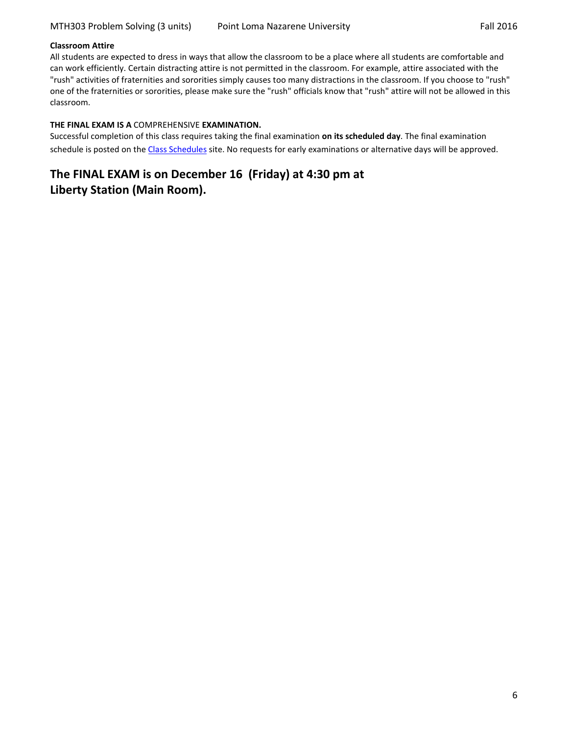**Classroom Attire**

All students are expected to dress in ways that allow the classroom to be a place where all students are comfortable and can work efficiently. Certain distracting attire is not permitted in the classroom. For example, attire associated with the "rush" activities of fraternities and sororities simply causes too many distractions in the classroom. If you choose to "rush" one of the fraternities or sororities, please make sure the "rush" officials know that "rush" attire will not be allowed in this classroom.

**THE FINAL EXAM IS A** COMPREHENSIVE **EXAMINATION.**

Successful completion of this class requires taking the final examination **on its scheduled day**. The final examination schedule is posted on the [Class Schedules] site. No requests for early examinations or alternative days will be approved.

## The FINAL EXAM is on December 16 (Friday) at 4:30 pm at Liberty Station (Main Room).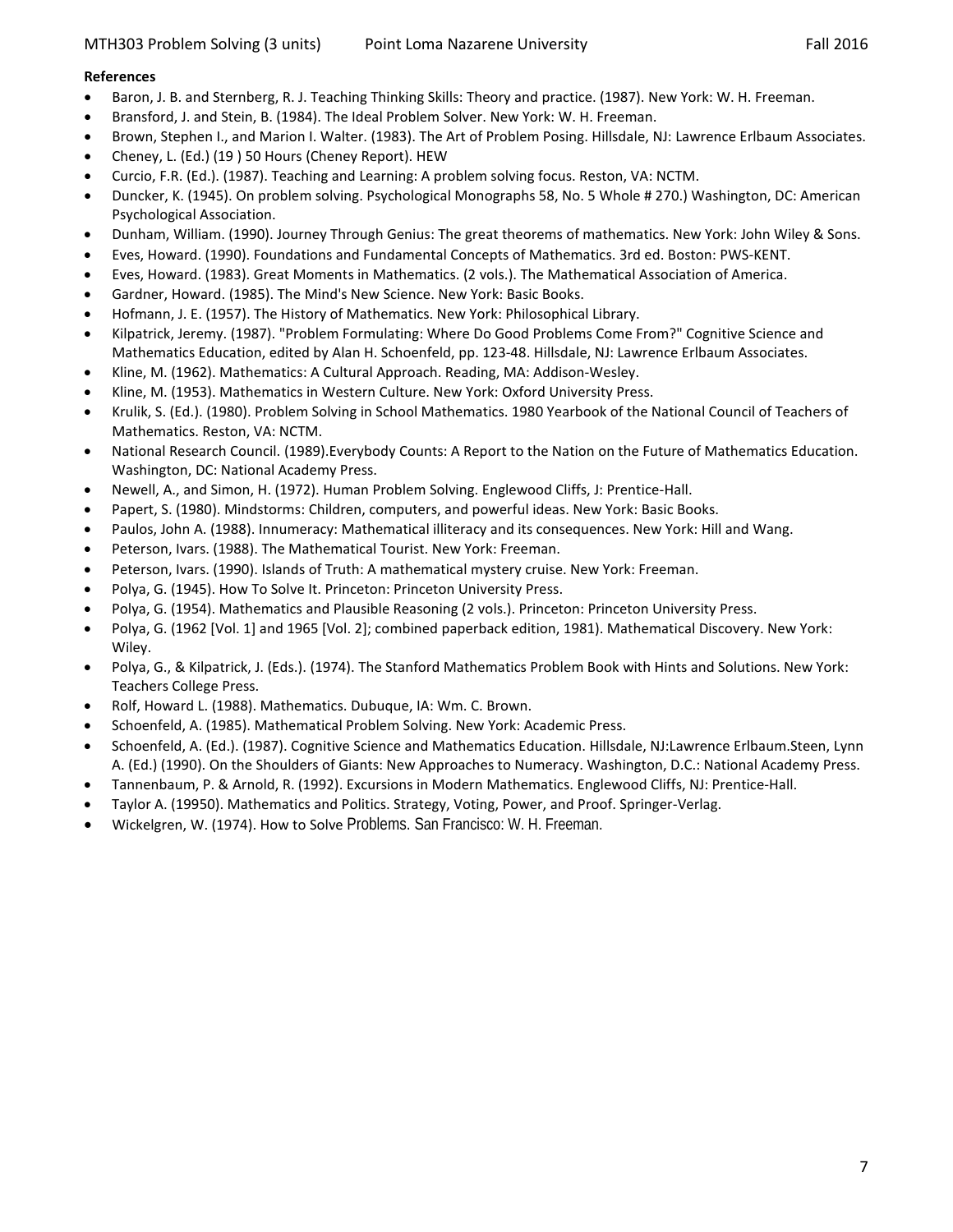**References**

- Baron, J. B. and Sternberg, R. J. Teaching Thinking Skills: Theory and practice. (1987). New York: W. H. Freeman.
- Bransford, J. and Stein, B. (1984). The Ideal Problem Solver. New York: W. H. Freeman.
- Brown, Stephen I., and Marion I. Walter. (1983). The Art of Problem Posing. Hillsdale, NJ: Lawrence Erlbaum Associates.
- Cheney, L. (Ed.) (19 ) 50 Hours (Cheney Report). HEW
- Curcio, F.R. (Ed.). (1987). Teaching and Learning: A problem solving focus. Reston, VA: NCTM.
- Duncker, K. (1945). On problem solving. Psychological Monographs 58, No. 5 Whole # 270.) Washington, DC: American Psychological Association.
- Dunham, William. (1990). Journey Through Genius: The great theorems of mathematics. New York: John Wiley & Sons.
- Eves, Howard. (1990). Foundations and Fundamental Concepts of Mathematics. 3rd ed. Boston: PWS-KENT.
- Eves, Howard. (1983). Great Moments in Mathematics. (2 vols.). The Mathematical Association of America.
- Gardner, Howard. (1985). The Mind's New Science. New York: Basic Books.
- Hofmann, J. E. (1957). The History of Mathematics. New York: Philosophical Library.
- Kilpatrick, Jeremy. (1987). "Problem Formulating: Where Do Good Problems Come From?" Cognitive Science and Mathematics Education, edited by Alan H. Schoenfeld, pp. 123-48. Hillsdale, NJ: Lawrence Erlbaum Associates.
- Kline, M. (1962). Mathematics: A Cultural Approach. Reading, MA: Addison-Wesley.
- Kline, M. (1953). Mathematics in Western Culture. New York: Oxford University Press.
- Krulik, S. (Ed.). (1980). Problem Solving in School Mathematics. 1980 Yearbook of the National Council of Teachers of Mathematics. Reston, VA: NCTM.
- National Research Council. (1989).Everybody Counts: A Report to the Nation on the Future of Mathematics Education. Washington, DC: National Academy Press.
- Newell, A., and Simon, H. (1972). Human Problem Solving. Englewood Cliffs, J: Prentice-Hall.
- Papert, S. (1980). Mindstorms: Children, computers, and powerful ideas. New York: Basic Books.
- Paulos, John A. (1988). Innumeracy: Mathematical illiteracy and its consequences. New York: Hill and Wang.
- Peterson, Ivars. (1988). The Mathematical Tourist. New York: Freeman.
- Peterson, Ivars. (1990). Islands of Truth: A mathematical mystery cruise. New York: Freeman.
- Polya, G. (1945). How To Solve It. Princeton: Princeton University Press.
- Polya, G. (1954). Mathematics and Plausible Reasoning (2 vols.). Princeton: Princeton University Press.
- Polya, G. (1962 [Vol. 1] and 1965 [Vol. 2]; combined paperback edition, 1981). Mathematical Discovery. New York: Wiley.
- Polya, G., & Kilpatrick, J. (Eds.). (1974). The Stanford Mathematics Problem Book with Hints and Solutions. New York: Teachers College Press.
- Rolf, Howard L. (1988). Mathematics. Dubuque, IA: Wm. C. Brown.
- Schoenfeld, A. (1985). Mathematical Problem Solving. New York: Academic Press.
- Schoenfeld, A. (Ed.). (1987). Cognitive Science and Mathematics Education. Hillsdale, NJ:Lawrence Erlbaum.Steen, Lynn A. (Ed.) (1990). On the Shoulders of Giants: New Approaches to Numeracy. Washington, D.C.: National Academy Press.
- Tannenbaum, P. & Arnold, R. (1992). Excursions in Modern Mathematics. Englewood Cliffs, NJ: Prentice-Hall.
- Taylor A. (19950). Mathematics and Politics. Strategy, Voting, Power, and Proof. Springer-Verlag.
- Wickelgren, W. (1974). How to Solve Problems. San Francisco: W. H. Freeman.